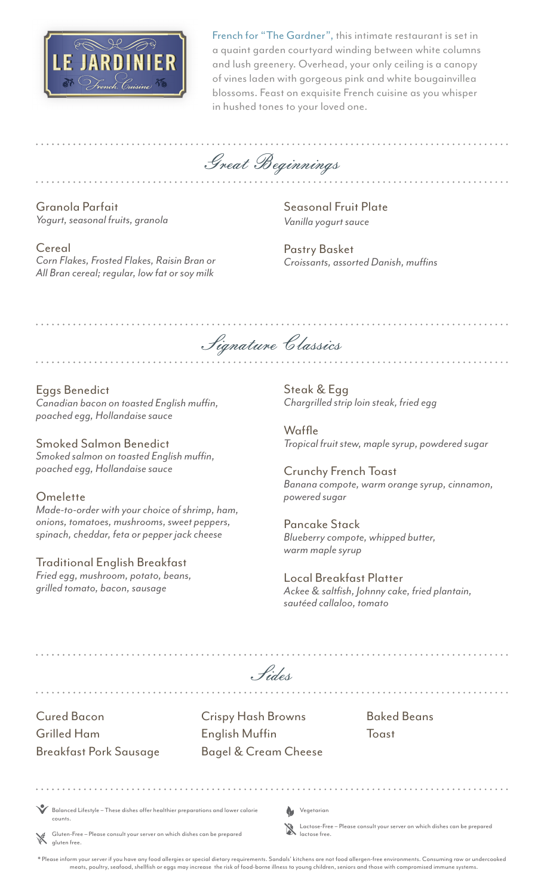# LE JARDINIER

French Cuisine

French for "The Gardner", this intimate restaurant is set in a quaint garden courtyard winding between white columns and lush greenery. Overhead, your only ceiling is a canopy of vines laden with gorgeous pink and white bougainvillea blossoms. Feast on exquisite French cuisine as you whisper in hushed tones to your loved one.

## Great Beginnings

Granola Parfait
*Yogurt, seasonal fruits, granola*

Cereal
*Corn Flakes, Frosted Flakes, Raisin Bran or All Bran cereal; regular, low fat or soy milk*

Seasonal Fruit Plate
*Vanilla yogurt sauce*

Pastry Basket
*Croissants, assorted Danish, muffins*

## Signature Classics

Eggs Benedict
*Canadian bacon on toasted English muffin, poached egg, Hollandaise sauce*

Smoked Salmon Benedict
*Smoked salmon on toasted English muffin, poached egg, Hollandaise sauce*

Omelette
*Made-to-order with your choice of shrimp, ham, onions, tomatoes, mushrooms, sweet peppers, spinach, cheddar, feta or pepper jack cheese*

Traditional English Breakfast
*Fried egg, mushroom, potato, beans, grilled tomato, bacon, sausage*

Steak & Egg
*Chargrilled strip loin steak, fried egg*

Waffle
*Tropical fruit stew, maple syrup, powdered sugar*

Crunchy French Toast
*Banana compote, warm orange syrup, cinnamon, powered sugar*

Pancake Stack
*Blueberry compote, whipped butter, warm maple syrup*

Local Breakfast Platter
*Ackee & saltfish, Johnny cake, fried plantain, sautéed callaloo, tomato*

## Sides

Cured Bacon
Grilled Ham
Breakfast Pork Sausage
Crispy Hash Browns
English Muffin
Bagel & Cream Cheese
Baked Beans
Toast

Balanced Lifestyle – These dishes offer healthier preparations and lower calorie counts.

Gluten-Free – Please consult your server on which dishes can be prepared gluten free.

Vegetarian

Lactose-Free – Please consult your server on which dishes can be prepared lactose free.

*Please inform your server if you have any food allergies or special dietary requirements. Sandals' kitchens are not food allergen-free environments. Consuming raw or undercooked meats, poultry, seafood, shellfish or eggs may increase the risk of food-borne illness to young children, seniors and those with compromised immune systems.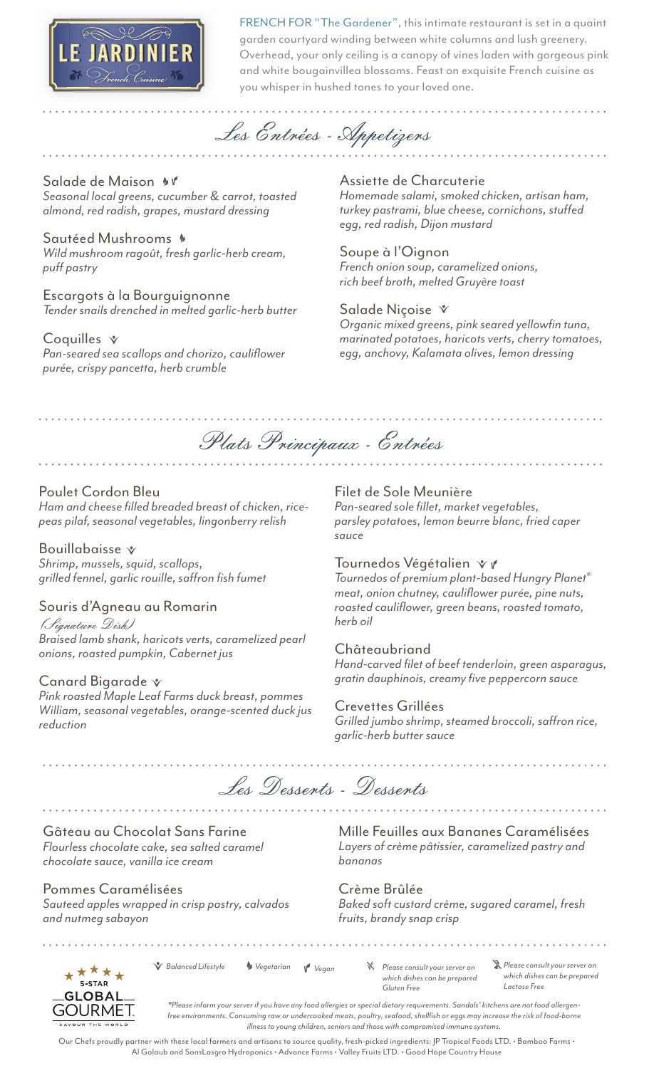# LE JARDINIER

*French Cuisine*

FRENCH FOR "The Gardener", this intimate restaurant is set in a quaint garden courtyard winding between white columns and lush greenery. Overhead, your only ceiling is a canopy of vines laden with gorgeous pink and white bougainvillea blossoms. Feast on exquisite French cuisine as you whisper in hushed tones to your loved one.

## *Les Entrées - Appetizers*

**Salade de Maison** (Vegetarian) (Vegan)
*Seasonal local greens, cucumber & carrot, toasted almond, red radish, grapes, mustard dressing*

**Sautéed Mushrooms** (Vegetarian)
*Wild mushroom ragoût, fresh garlic-herb cream, puff pastry*

**Escargots à la Bourguignonne**
*Tender snails drenched in melted garlic-herb butter*

**Coquilles** (Balanced Lifestyle)
*Pan-seared sea scallops and chorizo, cauliflower purée, crispy pancetta, herb crumble*

**Assiette de Charcuterie**
*Homemade salami, smoked chicken, artisan ham, turkey pastrami, blue cheese, cornichons, stuffed egg, red radish, Dijon mustard*

**Soupe à l'Oignon**
*French onion soup, caramelized onions, rich beef broth, melted Gruyère toast*

**Salade Niçoise** (Balanced Lifestyle)
*Organic mixed greens, pink seared yellowfin tuna, marinated potatoes, haricots verts, cherry tomatoes, egg, anchovy, Kalamata olives, lemon dressing*

## *Plats Principaux - Entrées*

**Poulet Cordon Bleu**
*Ham and cheese filled breaded breast of chicken, rice-peas pilaf, seasonal vegetables, lingonberry relish*

**Bouillabaisse** (Balanced Lifestyle)
*Shrimp, mussels, squid, scallops, grilled fennel, garlic rouille, saffron fish fumet*

**Souris d'Agneau au Romarin**
*(Signature Dish)*
*Braised lamb shank, haricots verts, caramelized pearl onions, roasted pumpkin, Cabernet jus*

**Canard Bigarade** (Balanced Lifestyle)
*Pink roasted Maple Leaf Farms duck breast, pommes William, seasonal vegetables, orange-scented duck jus reduction*

**Filet de Sole Meunière**
*Pan-seared sole fillet, market vegetables, parsley potatoes, lemon beurre blanc, fried caper sauce*

**Tournedos Végétalien** (Balanced Lifestyle) (Vegan)
*Tournedos of premium plant-based Hungry Planet® meat, onion chutney, cauliflower purée, pine nuts, roasted cauliflower, green beans, roasted tomato, herb oil*

**Châteaubriand**
*Hand-carved filet of beef tenderloin, green asparagus, gratin dauphinois, creamy five peppercorn sauce*

**Crevettes Grillées**
*Grilled jumbo shrimp, steamed broccoli, saffron rice, garlic-herb butter sauce*

## *Les Desserts - Desserts*

**Gâteau au Chocolat Sans Farine**
*Flourless chocolate cake, sea salted caramel chocolate sauce, vanilla ice cream*

**Pommes Caramélisées**
*Sauteed apples wrapped in crisp pastry, calvados and nutmeg sabayon*

**Mille Feuilles aux Bananes Caramélisées**
*Layers of crème pâtissier, caramelized pastry and bananas*

**Crème Brûlée**
*Baked soft custard crème, sugared caramel, fresh fruits, brandy snap crisp*

5-STAR GLOBAL GOURMET — SAVOUR THE WORLD

*Balanced Lifestyle* · *Vegetarian* · *Vegan* · *Please consult your server on which dishes can be prepared Gluten Free* · *Please consult your server on which dishes can be prepared Lactose Free*

*\*Please inform your server if you have any food allergies or special dietary requirements. Sandals' kitchens are not food allergen-free environments. Consuming raw or undercooked meats, poultry, seafood, shellfish or eggs may increase the risk of food-borne illness to young children, seniors and those with compromised immune systems.*

Our Chefs proudly partner with these local farmers and artisans to source quality, fresh-picked ingredients: JP Tropical Foods LTD. • Bamboo Farms • Al Golaub and SonsLasgro Hydroponics • Advance Farms • Valley Fruits LTD. • Good Hope Country House